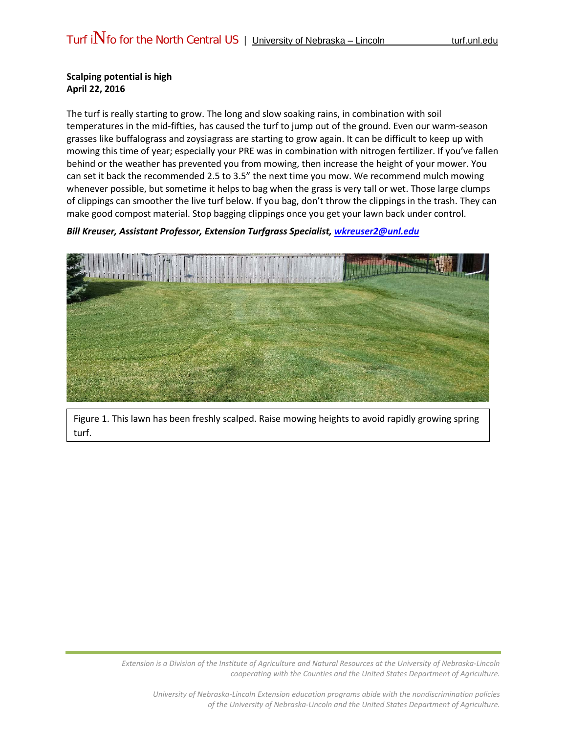**Scalping potential is high**
**April 22, 2016**

The turf is really starting to grow. The long and slow soaking rains, in combination with soil temperatures in the mid-fifties, has caused the turf to jump out of the ground. Even our warm-season grasses like buffalograss and zoysiagrass are starting to grow again. It can be difficult to keep up with mowing this time of year; especially your PRE was in combination with nitrogen fertilizer. If you've fallen behind or the weather has prevented you from mowing, then increase the height of your mower. You can set it back the recommended 2.5 to 3.5" the next time you mow. We recommend mulch mowing whenever possible, but sometime it helps to bag when the grass is very tall or wet. Those large clumps of clippings can smoother the live turf below. If you bag, don't throw the clippings in the trash. They can make good compost material. Stop bagging clippings once you get your lawn back under control.

***Bill Kreuser, Assistant Professor, Extension Turfgrass Specialist, [wkreuser2@unl.edu](mailto:wkreuser2@unl.edu)***

Figure 1. This lawn has been freshly scalped. Raise mowing heights to avoid rapidly growing spring turf.

*Extension is a Division of the Institute of Agriculture and Natural Resources at the University of Nebraska-Lincoln cooperating with the Counties and the United States Department of Agriculture.*

*University of Nebraska-Lincoln Extension education programs abide with the nondiscrimination policies of the University of Nebraska-Lincoln and the United States Department of Agriculture.*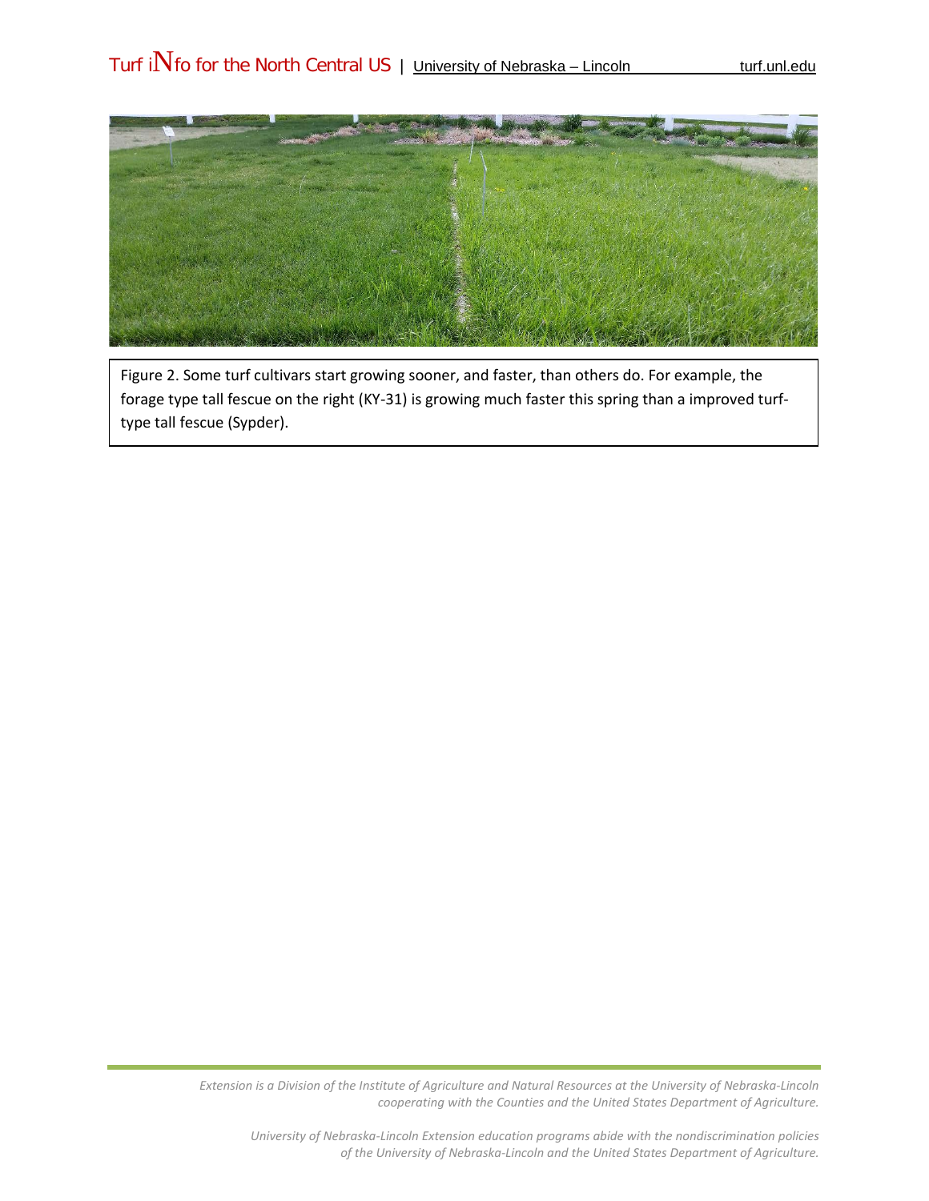Figure 2. Some turf cultivars start growing sooner, and faster, than others do. For example, the forage type tall fescue on the right (KY-31) is growing much faster this spring than a improved turf-type tall fescue (Sypder).

*Extension is a Division of the Institute of Agriculture and Natural Resources at the University of Nebraska-Lincoln cooperating with the Counties and the United States Department of Agriculture.*

*University of Nebraska-Lincoln Extension education programs abide with the nondiscrimination policies of the University of Nebraska-Lincoln and the United States Department of Agriculture.*